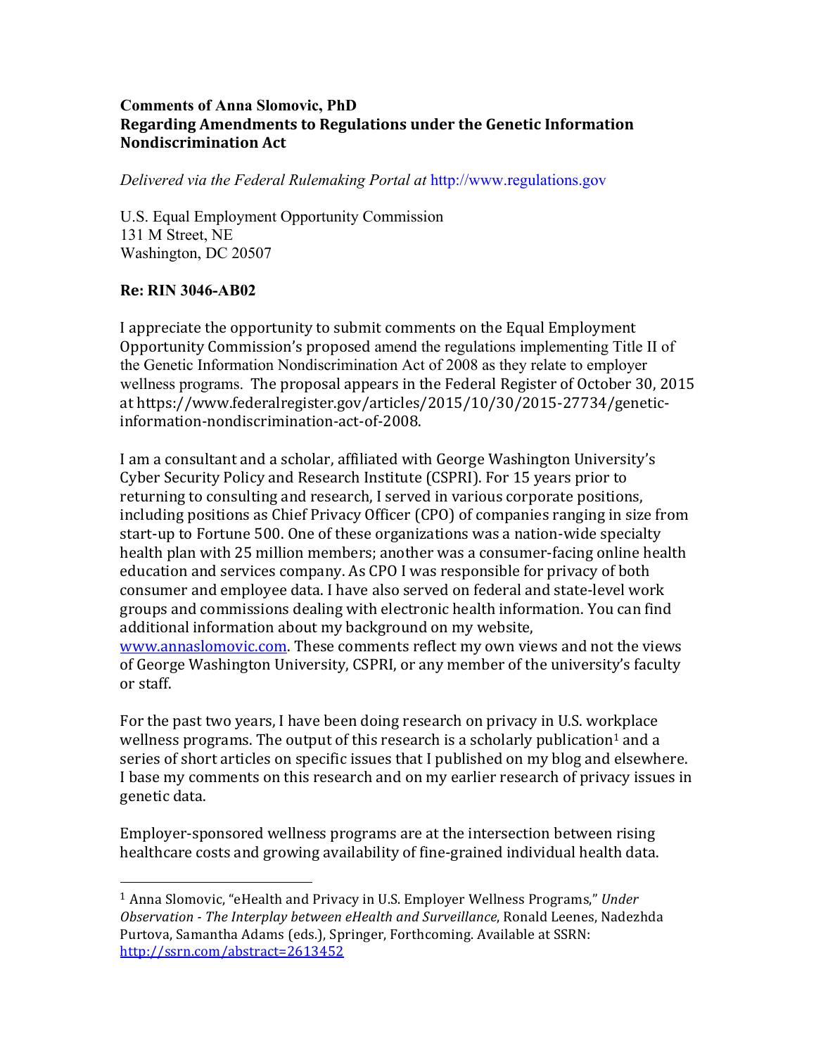**Comments of Anna Slomovic, PhD**
**Regarding Amendments to Regulations under the Genetic Information Nondiscrimination Act**

*Delivered via the Federal Rulemaking Portal at* http://www.regulations.gov

U.S. Equal Employment Opportunity Commission
131 M Street, NE
Washington, DC 20507

**Re: RIN 3046-AB02**

I appreciate the opportunity to submit comments on the Equal Employment Opportunity Commission's proposed amend the regulations implementing Title II of the Genetic Information Nondiscrimination Act of 2008 as they relate to employer wellness programs. The proposal appears in the Federal Register of October 30, 2015 at https://www.federalregister.gov/articles/2015/10/30/2015-27734/genetic-information-nondiscrimination-act-of-2008.

I am a consultant and a scholar, affiliated with George Washington University's Cyber Security Policy and Research Institute (CSPRI). For 15 years prior to returning to consulting and research, I served in various corporate positions, including positions as Chief Privacy Officer (CPO) of companies ranging in size from start-up to Fortune 500. One of these organizations was a nation-wide specialty health plan with 25 million members; another was a consumer-facing online health education and services company. As CPO I was responsible for privacy of both consumer and employee data. I have also served on federal and state-level work groups and commissions dealing with electronic health information. You can find additional information about my background on my website, www.annaslomovic.com. These comments reflect my own views and not the views of George Washington University, CSPRI, or any member of the university's faculty or staff.

For the past two years, I have been doing research on privacy in U.S. workplace wellness programs. The output of this research is a scholarly publication[1] and a series of short articles on specific issues that I published on my blog and elsewhere. I base my comments on this research and on my earlier research of privacy issues in genetic data.

Employer-sponsored wellness programs are at the intersection between rising healthcare costs and growing availability of fine-grained individual health data.

---

[1] Anna Slomovic, "eHealth and Privacy in U.S. Employer Wellness Programs," *Under Observation - The Interplay between eHealth and Surveillance*, Ronald Leenes, Nadezhda Purtova, Samantha Adams (eds.), Springer, Forthcoming. Available at SSRN: http://ssrn.com/abstract=2613452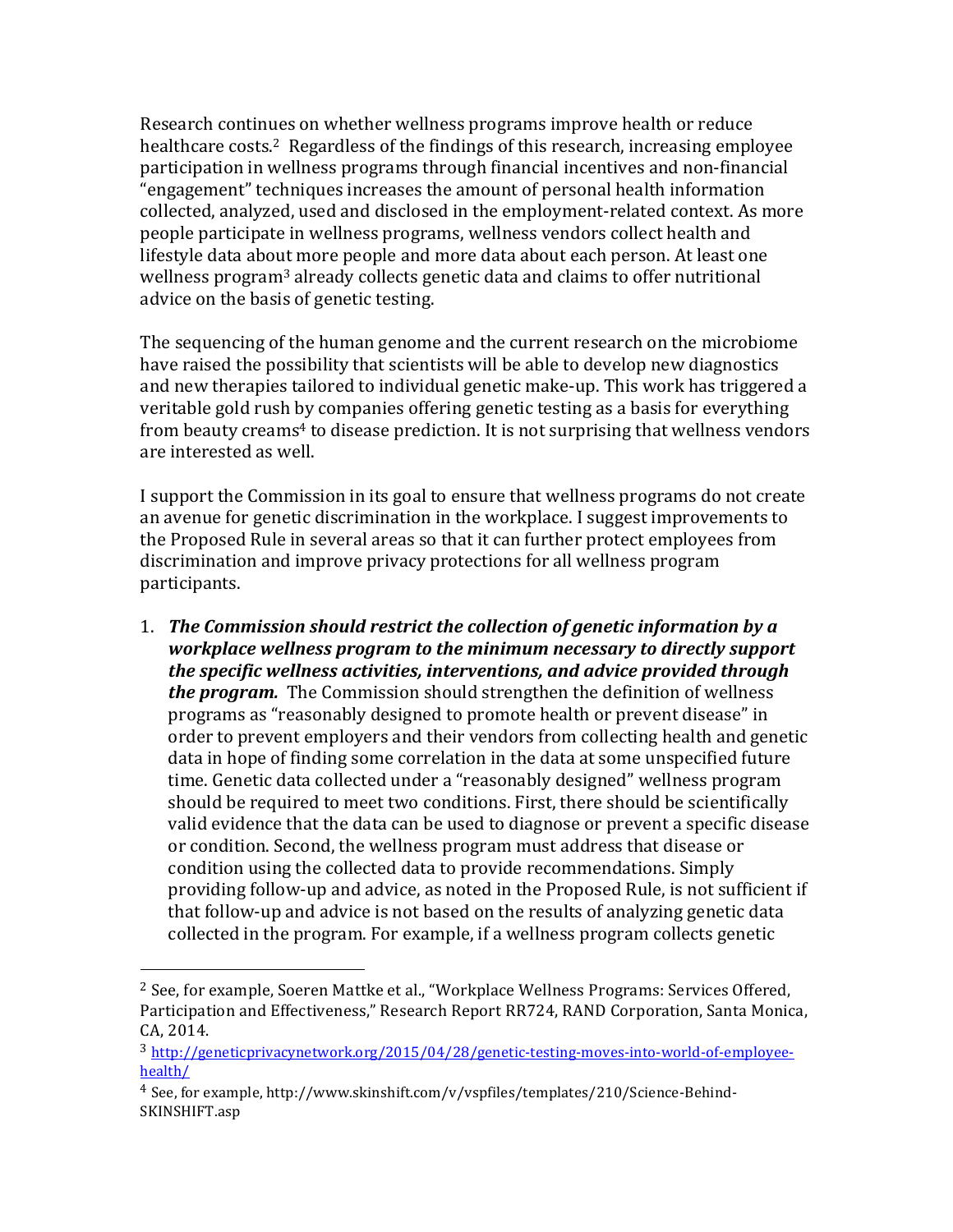Research continues on whether wellness programs improve health or reduce healthcare costs.[2] Regardless of the findings of this research, increasing employee participation in wellness programs through financial incentives and non-financial "engagement" techniques increases the amount of personal health information collected, analyzed, used and disclosed in the employment-related context. As more people participate in wellness programs, wellness vendors collect health and lifestyle data about more people and more data about each person. At least one wellness program[3] already collects genetic data and claims to offer nutritional advice on the basis of genetic testing.

The sequencing of the human genome and the current research on the microbiome have raised the possibility that scientists will be able to develop new diagnostics and new therapies tailored to individual genetic make-up. This work has triggered a veritable gold rush by companies offering genetic testing as a basis for everything from beauty creams[4] to disease prediction. It is not surprising that wellness vendors are interested as well.

I support the Commission in its goal to ensure that wellness programs do not create an avenue for genetic discrimination in the workplace. I suggest improvements to the Proposed Rule in several areas so that it can further protect employees from discrimination and improve privacy protections for all wellness program participants.

1. ***The Commission should restrict the collection of genetic information by a workplace wellness program to the minimum necessary to directly support the specific wellness activities, interventions, and advice provided through the program.*** The Commission should strengthen the definition of wellness programs as "reasonably designed to promote health or prevent disease" in order to prevent employers and their vendors from collecting health and genetic data in hope of finding some correlation in the data at some unspecified future time. Genetic data collected under a "reasonably designed" wellness program should be required to meet two conditions. First, there should be scientifically valid evidence that the data can be used to diagnose or prevent a specific disease or condition. Second, the wellness program must address that disease or condition using the collected data to provide recommendations. Simply providing follow-up and advice, as noted in the Proposed Rule, is not sufficient if that follow-up and advice is not based on the results of analyzing genetic data collected in the program. For example, if a wellness program collects genetic

---

[2] See, for example, Soeren Mattke et al., "Workplace Wellness Programs: Services Offered, Participation and Effectiveness," Research Report RR724, RAND Corporation, Santa Monica, CA, 2014.

[3] http://geneticprivacynetwork.org/2015/04/28/genetic-testing-moves-into-world-of-employee-health/

[4] See, for example, http://www.skinshift.com/v/vspfiles/templates/210/Science-Behind-SKINSHIFT.asp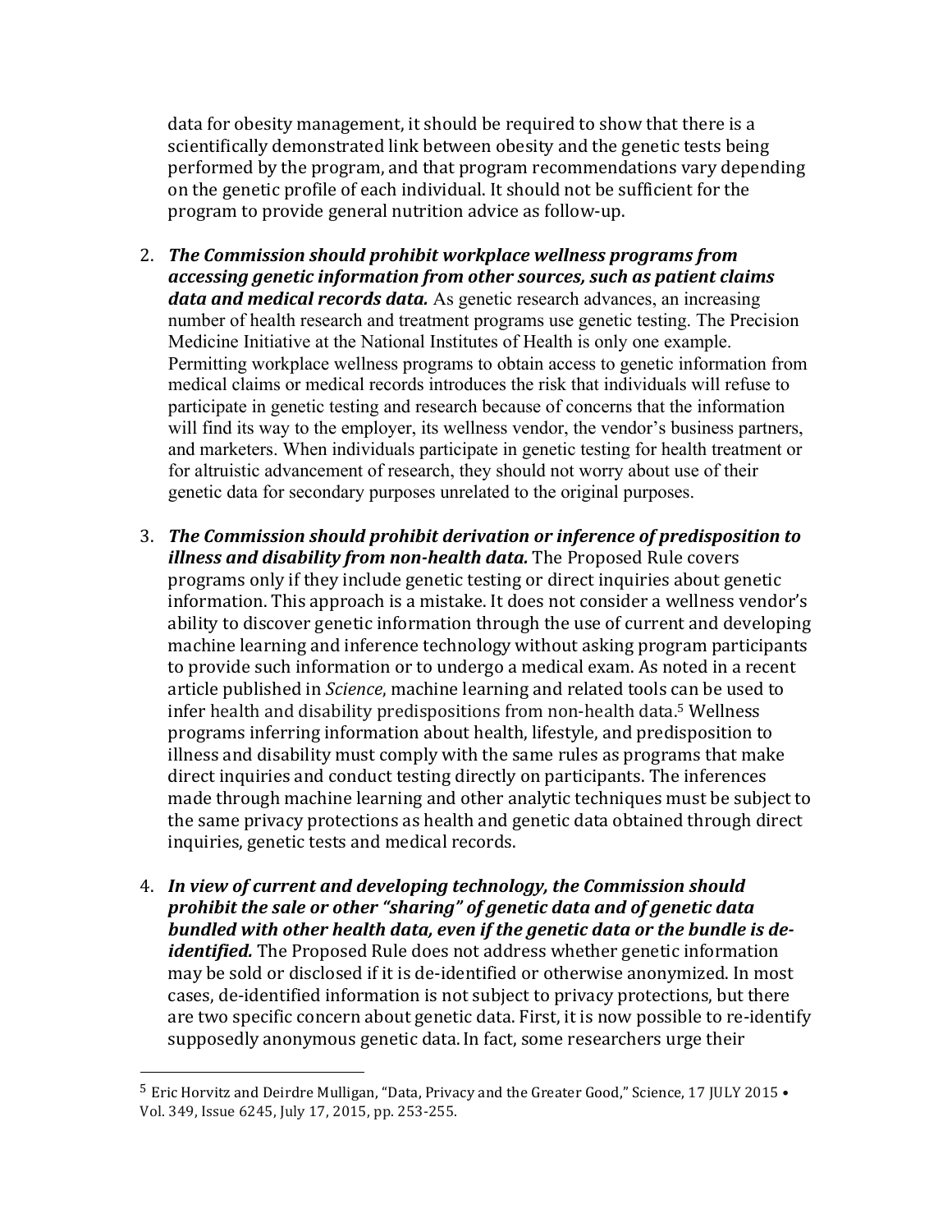data for obesity management, it should be required to show that there is a scientifically demonstrated link between obesity and the genetic tests being performed by the program, and that program recommendations vary depending on the genetic profile of each individual. It should not be sufficient for the program to provide general nutrition advice as follow-up.

2. ***The Commission should prohibit workplace wellness programs from accessing genetic information from other sources, such as patient claims data and medical records data.*** As genetic research advances, an increasing number of health research and treatment programs use genetic testing. The Precision Medicine Initiative at the National Institutes of Health is only one example. Permitting workplace wellness programs to obtain access to genetic information from medical claims or medical records introduces the risk that individuals will refuse to participate in genetic testing and research because of concerns that the information will find its way to the employer, its wellness vendor, the vendor's business partners, and marketers. When individuals participate in genetic testing for health treatment or for altruistic advancement of research, they should not worry about use of their genetic data for secondary purposes unrelated to the original purposes.

3. ***The Commission should prohibit derivation or inference of predisposition to illness and disability from non-health data.*** The Proposed Rule covers programs only if they include genetic testing or direct inquiries about genetic information. This approach is a mistake. It does not consider a wellness vendor's ability to discover genetic information through the use of current and developing machine learning and inference technology without asking program participants to provide such information or to undergo a medical exam. As noted in a recent article published in *Science*, machine learning and related tools can be used to infer health and disability predispositions from non-health data.[5] Wellness programs inferring information about health, lifestyle, and predisposition to illness and disability must comply with the same rules as programs that make direct inquiries and conduct testing directly on participants. The inferences made through machine learning and other analytic techniques must be subject to the same privacy protections as health and genetic data obtained through direct inquiries, genetic tests and medical records.

4. ***In view of current and developing technology, the Commission should prohibit the sale or other "sharing" of genetic data and of genetic data bundled with other health data, even if the genetic data or the bundle is de-identified.*** The Proposed Rule does not address whether genetic information may be sold or disclosed if it is de-identified or otherwise anonymized. In most cases, de-identified information is not subject to privacy protections, but there are two specific concern about genetic data. First, it is now possible to re-identify supposedly anonymous genetic data. In fact, some researchers urge their

---

[5] Eric Horvitz and Deirdre Mulligan, "Data, Privacy and the Greater Good," Science, 17 JULY 2015 • Vol. 349, Issue 6245, July 17, 2015, pp. 253-255.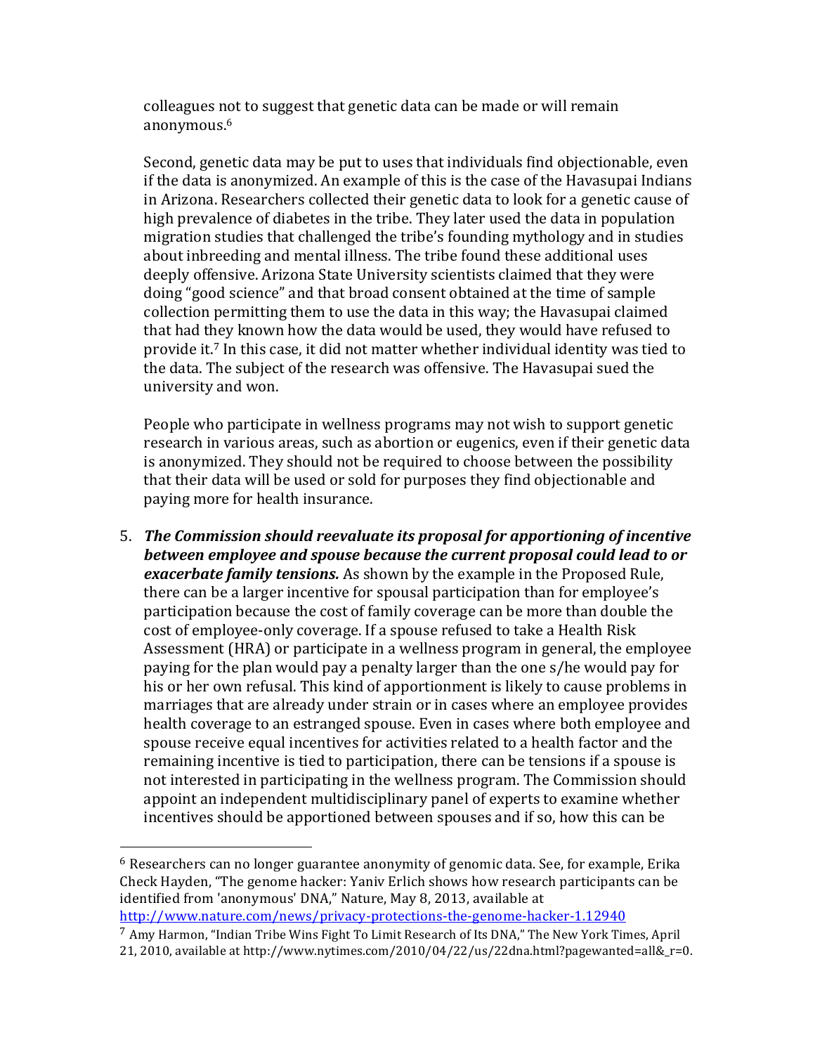colleagues not to suggest that genetic data can be made or will remain anonymous.[6]

Second, genetic data may be put to uses that individuals find objectionable, even if the data is anonymized. An example of this is the case of the Havasupai Indians in Arizona. Researchers collected their genetic data to look for a genetic cause of high prevalence of diabetes in the tribe. They later used the data in population migration studies that challenged the tribe's founding mythology and in studies about inbreeding and mental illness. The tribe found these additional uses deeply offensive. Arizona State University scientists claimed that they were doing "good science" and that broad consent obtained at the time of sample collection permitting them to use the data in this way; the Havasupai claimed that had they known how the data would be used, they would have refused to provide it.[7] In this case, it did not matter whether individual identity was tied to the data. The subject of the research was offensive. The Havasupai sued the university and won.

People who participate in wellness programs may not wish to support genetic research in various areas, such as abortion or eugenics, even if their genetic data is anonymized. They should not be required to choose between the possibility that their data will be used or sold for purposes they find objectionable and paying more for health insurance.

5. ***The Commission should reevaluate its proposal for apportioning of incentive between employee and spouse because the current proposal could lead to or exacerbate family tensions.*** As shown by the example in the Proposed Rule, there can be a larger incentive for spousal participation than for employee's participation because the cost of family coverage can be more than double the cost of employee-only coverage. If a spouse refused to take a Health Risk Assessment (HRA) or participate in a wellness program in general, the employee paying for the plan would pay a penalty larger than the one s/he would pay for his or her own refusal. This kind of apportionment is likely to cause problems in marriages that are already under strain or in cases where an employee provides health coverage to an estranged spouse. Even in cases where both employee and spouse receive equal incentives for activities related to a health factor and the remaining incentive is tied to participation, there can be tensions if a spouse is not interested in participating in the wellness program. The Commission should appoint an independent multidisciplinary panel of experts to examine whether incentives should be apportioned between spouses and if so, how this can be

---

[6] Researchers can no longer guarantee anonymity of genomic data. See, for example, Erika Check Hayden, "The genome hacker: Yaniv Erlich shows how research participants can be identified from 'anonymous' DNA," Nature, May 8, 2013, available at http://www.nature.com/news/privacy-protections-the-genome-hacker-1.12940

[7] Amy Harmon, "Indian Tribe Wins Fight To Limit Research of Its DNA," The New York Times, April 21, 2010, available at http://www.nytimes.com/2010/04/22/us/22dna.html?pagewanted=all&_r=0.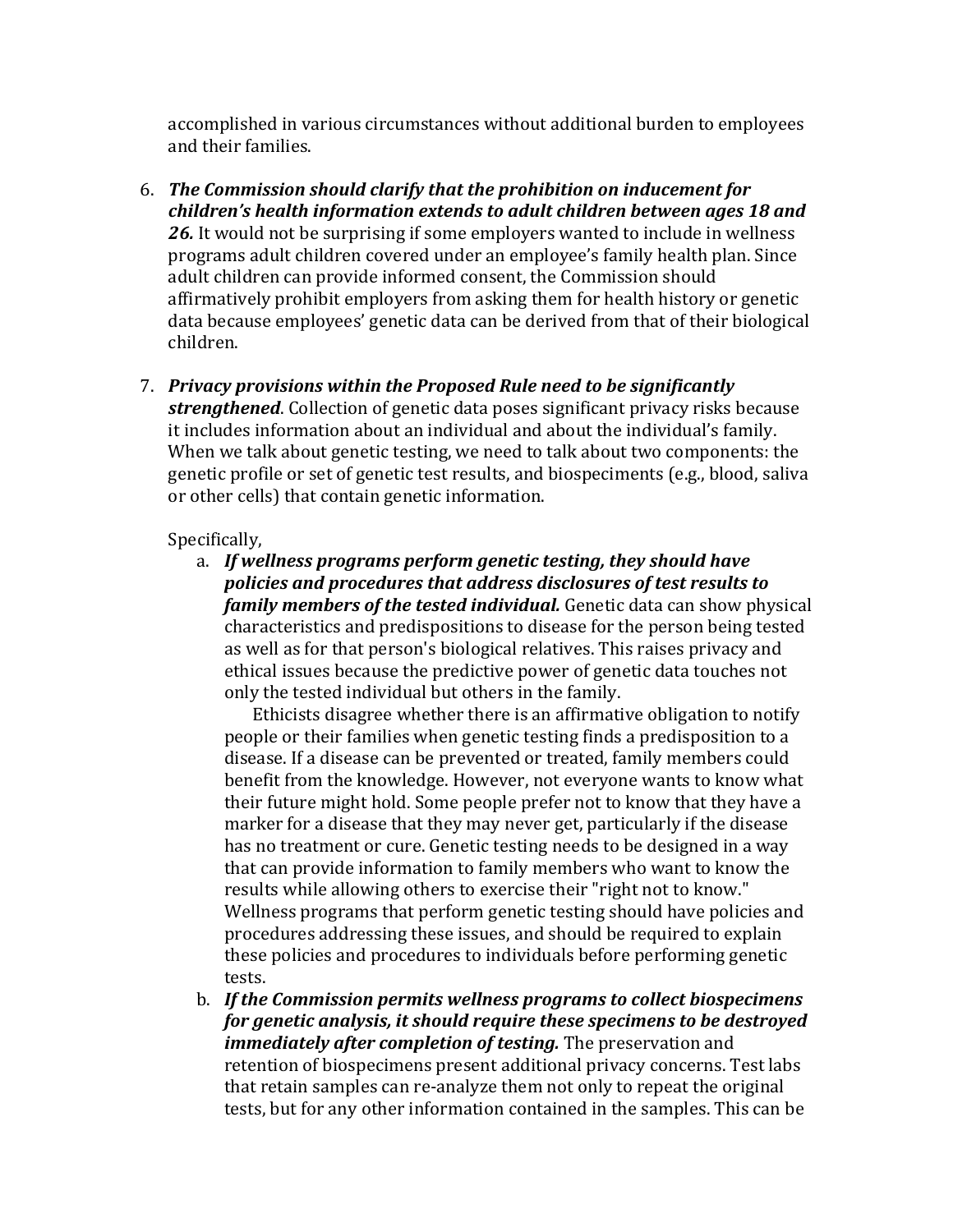accomplished in various circumstances without additional burden to employees and their families.

6. ***The Commission should clarify that the prohibition on inducement for children's health information extends to adult children between ages 18 and 26.*** It would not be surprising if some employers wanted to include in wellness programs adult children covered under an employee's family health plan. Since adult children can provide informed consent, the Commission should affirmatively prohibit employers from asking them for health history or genetic data because employees' genetic data can be derived from that of their biological children.

7. ***Privacy provisions within the Proposed Rule need to be significantly strengthened***. Collection of genetic data poses significant privacy risks because it includes information about an individual and about the individual's family. When we talk about genetic testing, we need to talk about two components: the genetic profile or set of genetic test results, and biospeciments (e.g., blood, saliva or other cells) that contain genetic information.

   Specifically,

   a. ***If wellness programs perform genetic testing, they should have policies and procedures that address disclosures of test results to family members of the tested individual.*** Genetic data can show physical characteristics and predispositions to disease for the person being tested as well as for that person's biological relatives. This raises privacy and ethical issues because the predictive power of genetic data touches not only the tested individual but others in the family.

      Ethicists disagree whether there is an affirmative obligation to notify people or their families when genetic testing finds a predisposition to a disease. If a disease can be prevented or treated, family members could benefit from the knowledge. However, not everyone wants to know what their future might hold. Some people prefer not to know that they have a marker for a disease that they may never get, particularly if the disease has no treatment or cure. Genetic testing needs to be designed in a way that can provide information to family members who want to know the results while allowing others to exercise their "right not to know." Wellness programs that perform genetic testing should have policies and procedures addressing these issues, and should be required to explain these policies and procedures to individuals before performing genetic tests.

   b. ***If the Commission permits wellness programs to collect biospecimens for genetic analysis, it should require these specimens to be destroyed immediately after completion of testing.*** The preservation and retention of biospecimens present additional privacy concerns. Test labs that retain samples can re-analyze them not only to repeat the original tests, but for any other information contained in the samples. This can be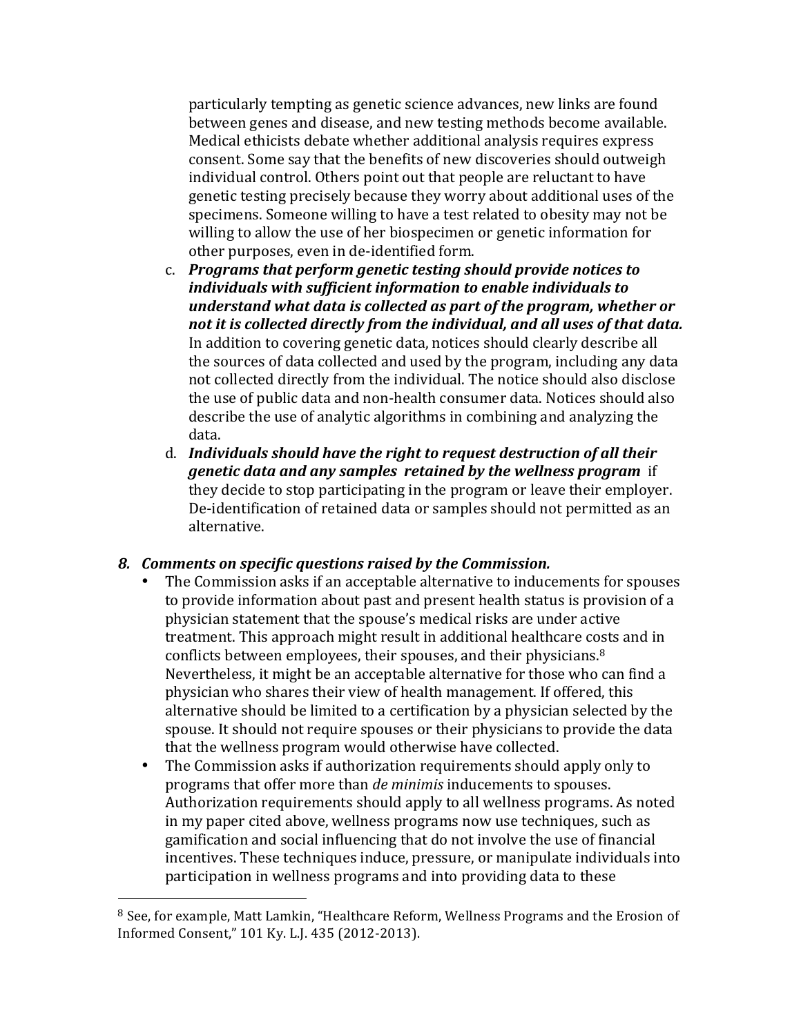particularly tempting as genetic science advances, new links are found between genes and disease, and new testing methods become available. Medical ethicists debate whether additional analysis requires express consent. Some say that the benefits of new discoveries should outweigh individual control. Others point out that people are reluctant to have genetic testing precisely because they worry about additional uses of the specimens. Someone willing to have a test related to obesity may not be willing to allow the use of her biospecimen or genetic information for other purposes, even in de-identified form.

c. ***Programs that perform genetic testing should provide notices to individuals with sufficient information to enable individuals to understand what data is collected as part of the program, whether or not it is collected directly from the individual, and all uses of that data.*** In addition to covering genetic data, notices should clearly describe all the sources of data collected and used by the program, including any data not collected directly from the individual. The notice should also disclose the use of public data and non-health consumer data. Notices should also describe the use of analytic algorithms in combining and analyzing the data.

d. ***Individuals should have the right to request destruction of all their genetic data and any samples retained by the wellness program*** if they decide to stop participating in the program or leave their employer. De-identification of retained data or samples should not permitted as an alternative.

## *8. Comments on specific questions raised by the Commission.*

- The Commission asks if an acceptable alternative to inducements for spouses to provide information about past and present health status is provision of a physician statement that the spouse's medical risks are under active treatment. This approach might result in additional healthcare costs and in conflicts between employees, their spouses, and their physicians.[8] Nevertheless, it might be an acceptable alternative for those who can find a physician who shares their view of health management. If offered, this alternative should be limited to a certification by a physician selected by the spouse. It should not require spouses or their physicians to provide the data that the wellness program would otherwise have collected.
- The Commission asks if authorization requirements should apply only to programs that offer more than *de minimis* inducements to spouses. Authorization requirements should apply to all wellness programs. As noted in my paper cited above, wellness programs now use techniques, such as gamification and social influencing that do not involve the use of financial incentives. These techniques induce, pressure, or manipulate individuals into participation in wellness programs and into providing data to these

---

[8] See, for example, Matt Lamkin, "Healthcare Reform, Wellness Programs and the Erosion of Informed Consent," 101 Ky. L.J. 435 (2012-2013).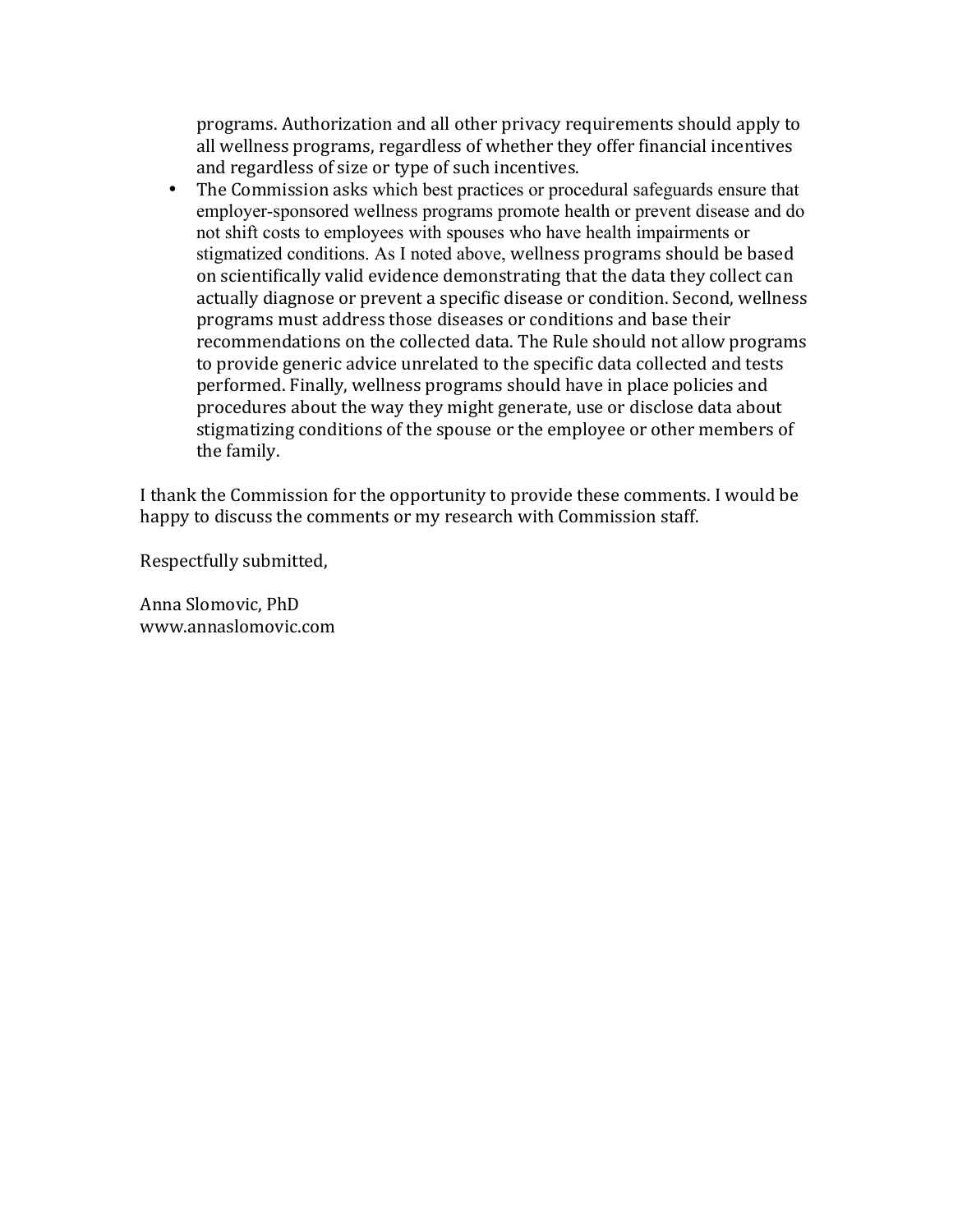programs. Authorization and all other privacy requirements should apply to all wellness programs, regardless of whether they offer financial incentives and regardless of size or type of such incentives.

- The Commission asks which best practices or procedural safeguards ensure that employer-sponsored wellness programs promote health or prevent disease and do not shift costs to employees with spouses who have health impairments or stigmatized conditions. As I noted above, wellness programs should be based on scientifically valid evidence demonstrating that the data they collect can actually diagnose or prevent a specific disease or condition. Second, wellness programs must address those diseases or conditions and base their recommendations on the collected data. The Rule should not allow programs to provide generic advice unrelated to the specific data collected and tests performed. Finally, wellness programs should have in place policies and procedures about the way they might generate, use or disclose data about stigmatizing conditions of the spouse or the employee or other members of the family.

I thank the Commission for the opportunity to provide these comments. I would be happy to discuss the comments or my research with Commission staff.

Respectfully submitted,

Anna Slomovic, PhD
www.annaslomovic.com